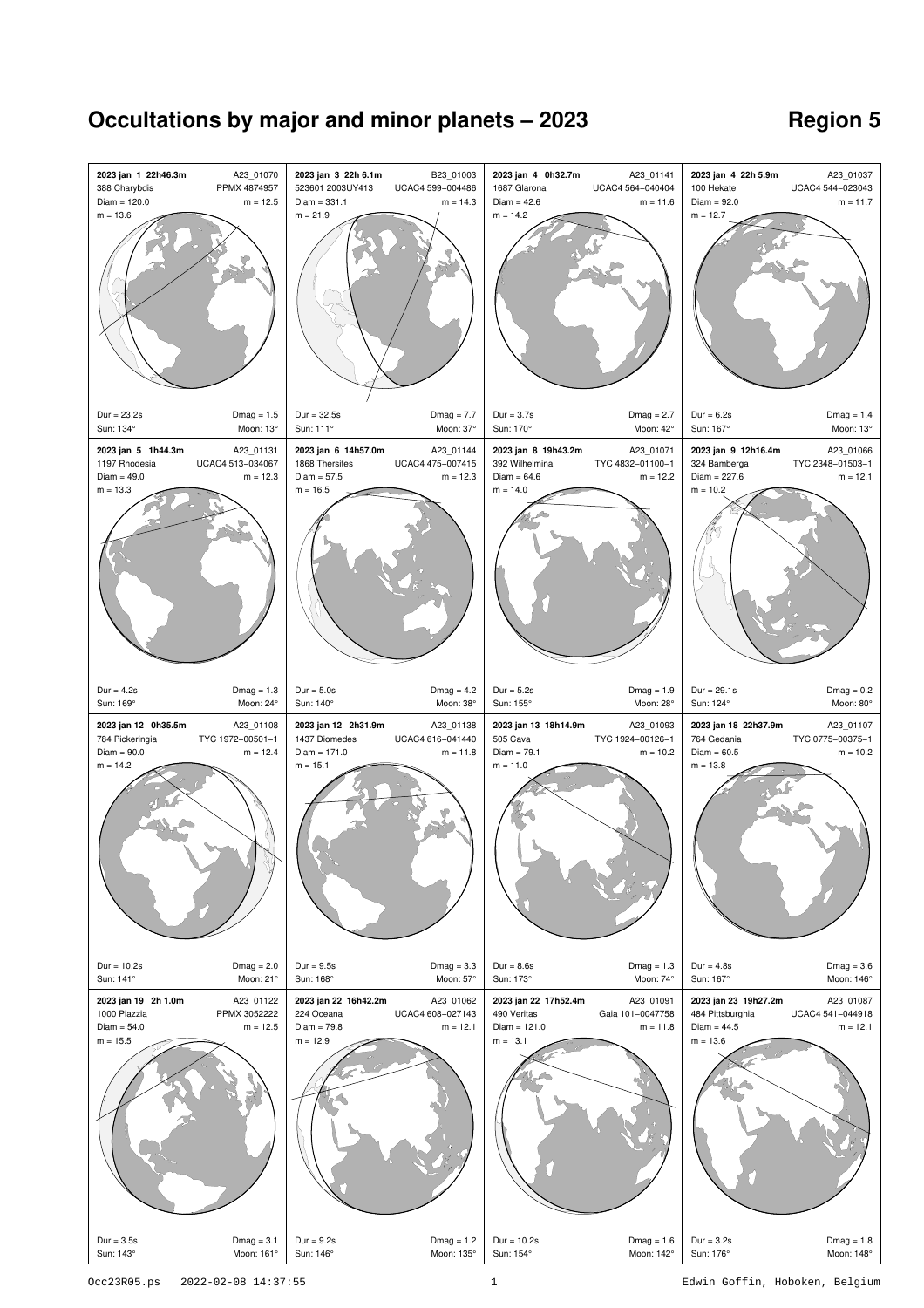# Occultations by major and minor planets – 2023

## Region 5

**2023 jan 1 22h46.3m** A23_01070
388 Charybdis PPMX 4874957
Diam = 120.0 m = 12.5
m = 13.6
Dur = 23.2s Dmag = 1.5
Sun: 134° Moon: 13°

**2023 jan 3 22h 6.1m** B23_01003
523601 2003UY413 UCAC4 599–004486
Diam = 331.1 m = 14.3
m = 21.9
Dur = 32.5s Dmag = 7.7
Sun: 111° Moon: 37°

**2023 jan 4 0h32.7m** A23_01141
1687 Glarona UCAC4 564–040404
Diam = 42.6 m = 11.6
m = 14.2
Dur = 3.7s Dmag = 2.7
Sun: 170° Moon: 42°

**2023 jan 4 22h 5.9m** A23_01037
100 Hekate UCAC4 544–023043
Diam = 92.0 m = 11.7
m = 12.7
Dur = 6.2s Dmag = 1.4
Sun: 167° Moon: 13°

**2023 jan 5 1h44.3m** A23_01131
1197 Rhodesia UCAC4 513–034067
Diam = 49.0 m = 12.3
m = 13.3
Dur = 4.2s Dmag = 1.3
Sun: 169° Moon: 24°

**2023 jan 6 14h57.0m** A23_01144
1868 Thersites UCAC4 475–007415
Diam = 57.5 m = 12.3
m = 16.5
Dur = 5.0s Dmag = 4.2
Sun: 140° Moon: 38°

**2023 jan 8 19h43.2m** A23_01071
392 Wilhelmina TYC 4832–01100–1
Diam = 64.6 m = 12.2
m = 14.0
Dur = 5.2s Dmag = 1.9
Sun: 155° Moon: 28°

**2023 jan 9 12h16.4m** A23_01066
324 Bamberga TYC 2348–01503–1
Diam = 227.6 m = 12.1
m = 10.2
Dur = 29.1s Dmag = 0.2
Sun: 124° Moon: 80°

**2023 jan 12 0h35.5m** A23_01108
784 Pickeringia TYC 1972–00501–1
Diam = 90.0 m = 12.4
m = 14.2
Dur = 10.2s Dmag = 2.0
Sun: 141° Moon: 21°

**2023 jan 12 2h31.9m** A23_01138
1437 Diomedes UCAC4 616–041440
Diam = 171.0 m = 11.8
m = 15.1
Dur = 9.5s Dmag = 3.3
Sun: 168° Moon: 57°

**2023 jan 13 18h14.9m** A23_01093
505 Cava TYC 1924–00126–1
Diam = 79.1 m = 10.2
m = 11.0
Dur = 8.6s Dmag = 1.3
Sun: 173° Moon: 74°

**2023 jan 18 22h37.9m** A23_01107
764 Gedania TYC 0775–00375–1
Diam = 60.5 m = 10.2
m = 13.8
Dur = 4.8s Dmag = 3.6
Sun: 167° Moon: 146°

**2023 jan 19 2h 1.0m** A23_01122
1000 Piazzia PPMX 3052222
Diam = 54.0 m = 12.5
m = 15.5
Dur = 3.5s Dmag = 3.1
Sun: 143° Moon: 161°

**2023 jan 22 16h42.2m** A23_01062
224 Oceana UCAC4 608–027143
Diam = 79.8 m = 12.1
m = 12.9
Dur = 9.2s Dmag = 1.2
Sun: 146° Moon: 135°

**2023 jan 22 17h52.4m** A23_01091
490 Veritas Gaia 101–0047758
Diam = 121.0 m = 11.8
m = 13.1
Dur = 10.2s Dmag = 1.6
Sun: 154° Moon: 142°

**2023 jan 23 19h27.2m** A23_01087
484 Pittsburghia UCAC4 541–044918
Diam = 44.5 m = 12.1
m = 13.6
Dur = 3.2s Dmag = 1.8
Sun: 176° Moon: 148°

Occ23R05.ps 2022-02-08 14:37:55 Edwin Goffin, Hoboken, Belgium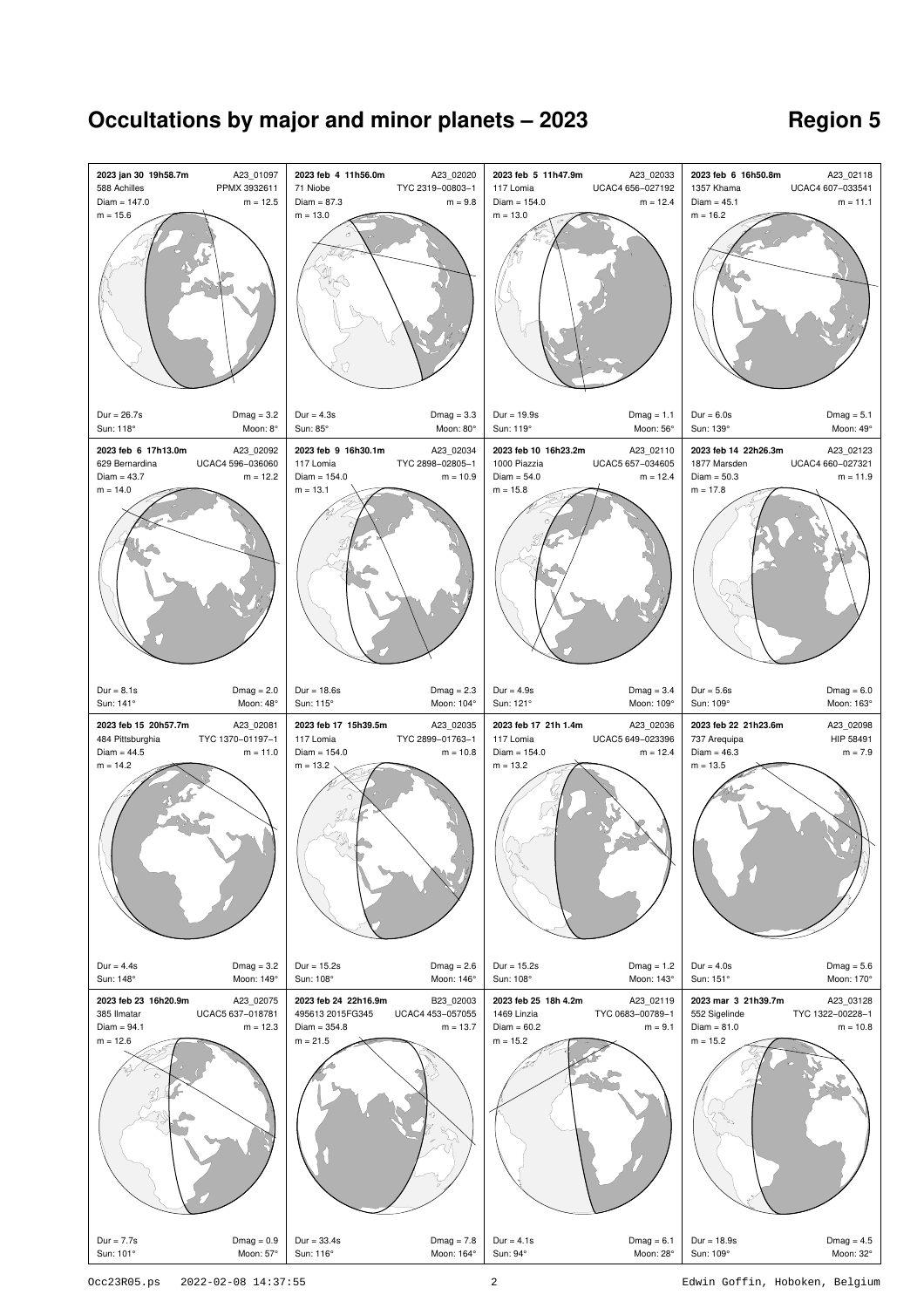# Occultations by major and minor planets – 2023

## Region 5

**2023 jan 30 19h58.7m** A23_01097
588 Achilles PPMX 3932611
Diam = 147.0 m = 12.5
m = 15.6
Dur = 26.7s Dmag = 3.2
Sun: 118° Moon: 8°

**2023 feb 4 11h56.0m** A23_02020
71 Niobe TYC 2319–00803–1
Diam = 87.3 m = 9.8
m = 13.0
Dur = 4.3s Dmag = 3.3
Sun: 85° Moon: 80°

**2023 feb 5 11h47.9m** A23_02033
117 Lomia UCAC4 656–027192
Diam = 154.0 m = 12.4
m = 13.0
Dur = 19.9s Dmag = 1.1
Sun: 119° Moon: 56°

**2023 feb 6 16h50.8m** A23_02118
1357 Khama UCAC4 607–033541
Diam = 45.1 m = 11.1
m = 16.2
Dur = 6.0s Dmag = 5.1
Sun: 139° Moon: 49°

**2023 feb 6 17h13.0m** A23_02092
629 Bernardina UCAC4 596–036060
Diam = 43.7 m = 12.2
m = 14.0
Dur = 8.1s Dmag = 2.0
Sun: 141° Moon: 48°

**2023 feb 9 16h30.1m** A23_02034
117 Lomia TYC 2898–02805–1
Diam = 154.0 m = 10.9
m = 13.1
Dur = 18.6s Dmag = 2.3
Sun: 115° Moon: 104°

**2023 feb 10 16h23.2m** A23_02110
1000 Piazzia UCAC5 657–034605
Diam = 54.0 m = 12.4
m = 15.8
Dur = 4.9s Dmag = 3.4
Sun: 121° Moon: 109°

**2023 feb 14 22h26.3m** A23_02123
1877 Marsden UCAC4 660–027321
Diam = 50.3 m = 11.9
m = 17.8
Dur = 5.6s Dmag = 6.0
Sun: 109° Moon: 163°

**2023 feb 15 20h57.7m** A23_02081
484 Pittsburghia TYC 1370–01197–1
Diam = 44.5 m = 11.0
m = 14.2
Dur = 4.4s Dmag = 3.2
Sun: 148° Moon: 149°

**2023 feb 17 15h39.5m** A23_02035
117 Lomia TYC 2899–01763–1
Diam = 154.0 m = 10.8
m = 13.2
Dur = 15.2s Dmag = 2.6
Sun: 108° Moon: 146°

**2023 feb 17 21h 1.4m** A23_02036
117 Lomia UCAC5 649–023396
Diam = 154.0 m = 12.4
m = 13.2
Dur = 15.2s Dmag = 1.2
Sun: 108° Moon: 143°

**2023 feb 22 21h23.6m** A23_02098
737 Arequipa HIP 58491
Diam = 46.3 m = 7.9
m = 13.5
Dur = 4.0s Dmag = 5.6
Sun: 151° Moon: 170°

**2023 feb 23 16h20.9m** A23_02075
385 Ilmatar UCAC5 637–018781
Diam = 94.1 m = 12.3
m = 12.6
Dur = 7.7s Dmag = 0.9
Sun: 101° Moon: 57°

**2023 feb 24 22h16.9m** B23_02003
495613 2015FG345 UCAC4 453–057055
Diam = 354.8 m = 13.7
m = 21.5
Dur = 33.4s Dmag = 7.8
Sun: 116° Moon: 164°

**2023 feb 25 18h 4.2m** A23_02119
1469 Linzia TYC 0683–00789–1
Diam = 60.2 m = 9.1
m = 15.2
Dur = 4.1s Dmag = 6.1
Sun: 94° Moon: 28°

**2023 mar 3 21h39.7m** A23_03128
552 Sigelinde TYC 1322–00228–1
Diam = 81.0 m = 10.8
m = 15.2
Dur = 18.9s Dmag = 4.5
Sun: 109° Moon: 32°

Occ23R05.ps 2022-02-08 14:37:55 Edwin Goffin, Hoboken, Belgium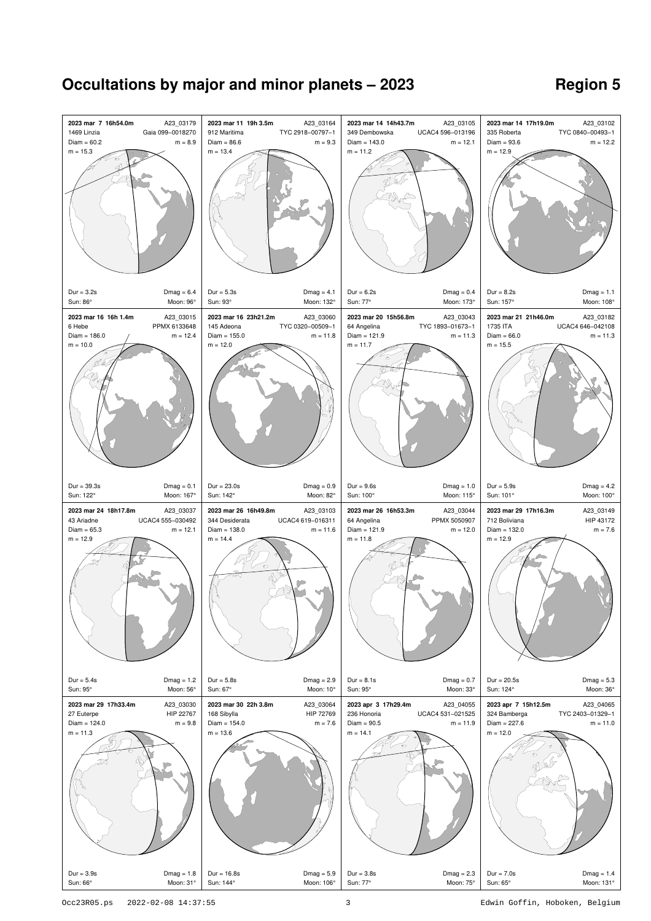# Occultations by major and minor planets – 2023

## Region 5

**2023 mar 7 16h54.0m** A23_03179
1469 Linzia Gaia 099–0018270
Diam = 60.2 m = 8.9
m = 15.3
Dur = 3.2s Dmag = 6.4
Sun: 86° Moon: 96°

**2023 mar 11 19h 3.5m** A23_03164
912 Maritima TYC 2918–00797–1
Diam = 86.6 m = 9.3
m = 13.4
Dur = 5.3s Dmag = 4.1
Sun: 93° Moon: 132°

**2023 mar 14 14h43.7m** A23_03105
349 Dembowska UCAC4 596–013196
Diam = 143.0 m = 12.1
m = 11.2
Dur = 6.2s Dmag = 0.4
Sun: 77° Moon: 173°

**2023 mar 14 17h19.0m** A23_03102
335 Roberta TYC 0840–00493–1
Diam = 93.6 m = 12.2
m = 12.9
Dur = 8.2s Dmag = 1.1
Sun: 157° Moon: 108°

**2023 mar 16 16h 1.4m** A23_03015
6 Hebe PPMX 6133648
Diam = 186.0 m = 12.4
m = 10.0
Dur = 39.3s Dmag = 0.1
Sun: 122° Moon: 167°

**2023 mar 16 23h21.2m** A23_03060
145 Adeona TYC 0320–00509–1
Diam = 155.0 m = 11.8
m = 12.0
Dur = 23.0s Dmag = 0.9
Sun: 142° Moon: 82°

**2023 mar 20 15h56.8m** A23_03043
64 Angelina TYC 1893–01673–1
Diam = 121.9 m = 11.3
m = 11.7
Dur = 9.6s Dmag = 1.0
Sun: 100° Moon: 115°

**2023 mar 21 21h46.0m** A23_03182
1735 ITA UCAC4 646–042108
Diam = 66.0 m = 11.3
m = 15.5
Dur = 5.9s Dmag = 4.2
Sun: 101° Moon: 100°

**2023 mar 24 18h17.8m** A23_03037
43 Ariadne UCAC4 555–030492
Diam = 65.3 m = 12.1
m = 12.9
Dur = 5.4s Dmag = 1.2
Sun: 95° Moon: 56°

**2023 mar 26 16h49.8m** A23_03103
344 Desiderata UCAC4 619–016311
Diam = 138.0 m = 11.6
m = 14.4
Dur = 5.8s Dmag = 2.9
Sun: 67° Moon: 10°

**2023 mar 26 16h53.3m** A23_03044
64 Angelina PPMX 5050907
Diam = 121.9 m = 12.0
m = 11.8
Dur = 8.1s Dmag = 0.7
Sun: 95° Moon: 33°

**2023 mar 29 17h16.3m** A23_03149
712 Boliviana HIP 43172
Diam = 132.0 m = 7.6
m = 12.9
Dur = 20.5s Dmag = 5.3
Sun: 124° Moon: 36°

**2023 mar 29 17h33.4m** A23_03030
27 Euterpe HIP 22767
Diam = 124.0 m = 9.8
m = 11.3
Dur = 3.9s Dmag = 1.8
Sun: 66° Moon: 31°

**2023 mar 30 22h 3.8m** A23_03064
168 Sibylla HIP 72769
Diam = 154.0 m = 7.6
m = 13.6
Dur = 16.8s Dmag = 5.9
Sun: 144° Moon: 106°

**2023 apr 3 17h29.4m** A23_04055
236 Honoria UCAC4 531–021525
Diam = 90.5 m = 11.9
m = 14.1
Dur = 3.8s Dmag = 2.3
Sun: 77° Moon: 75°

**2023 apr 7 15h12.5m** A23_04065
324 Bamberga TYC 2403–01329–1
Diam = 227.6 m = 11.0
m = 12.0
Dur = 7.0s Dmag = 1.4
Sun: 65° Moon: 131°

Occ23R05.ps 2022-02-08 14:37:55 Edwin Goffin, Hoboken, Belgium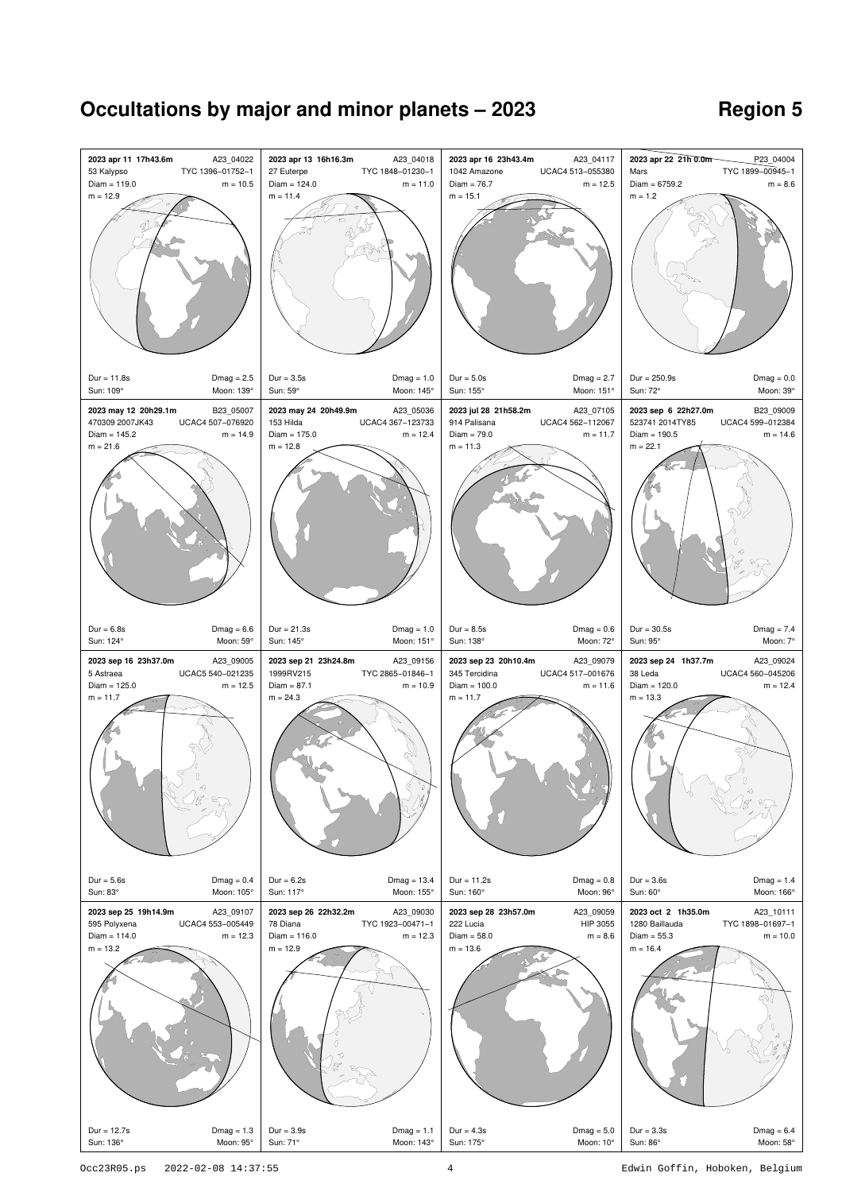# Occultations by major and minor planets – 2023

## Region 5

**2023 apr 11 17h43.6m** A23_04022
53 Kalypso TYC 1396–01752–1
Diam = 119.0 m = 10.5
m = 12.9
Dur = 11.8s Dmag = 2.5
Sun: 109° Moon: 139°

**2023 apr 13 16h16.3m** A23_04018
27 Euterpe TYC 1848–01230–1
Diam = 124.0 m = 11.0
m = 11.4
Dur = 3.5s Dmag = 1.0
Sun: 59° Moon: 145°

**2023 apr 16 23h43.4m** A23_04117
1042 Amazone UCAC4 513–055380
Diam = 76.7 m = 12.5
m = 15.1
Dur = 5.0s Dmag = 2.7
Sun: 155° Moon: 151°

**2023 apr 22 21h 0.0m** P23_04004
Mars TYC 1899–00945–1
Diam = 6759.2 m = 8.6
m = 1.2
Dur = 250.9s Dmag = 0.0
Sun: 72° Moon: 39°

**2023 may 12 20h29.1m** B23_05007
470309 2007JK43 UCAC4 507–076920
Diam = 145.2 m = 14.9
m = 21.6
Dur = 6.8s Dmag = 6.6
Sun: 124° Moon: 59°

**2023 may 24 20h49.9m** A23_05036
153 Hilda UCAC4 367–123733
Diam = 175.0 m = 12.4
m = 12.8
Dur = 21.3s Dmag = 1.0
Sun: 145° Moon: 151°

**2023 jul 28 21h58.2m** A23_07105
914 Palisana UCAC4 562–112067
Diam = 79.0 m = 11.7
m = 11.3
Dur = 8.5s Dmag = 0.6
Sun: 138° Moon: 72°

**2023 sep 6 22h27.0m** B23_09009
523741 2014TY85 UCAC4 599–012384
Diam = 190.5 m = 14.6
m = 22.1
Dur = 30.5s Dmag = 7.4
Sun: 95° Moon: 7°

**2023 sep 16 23h37.0m** A23_09005
5 Astraea UCAC5 540–021235
Diam = 125.0 m = 12.5
m = 11.7
Dur = 5.6s Dmag = 0.4
Sun: 83° Moon: 105°

**2023 sep 21 23h24.8m** A23_09156
1999RV215 TYC 2865–01846–1
Diam = 87.1 m = 10.9
m = 24.3
Dur = 6.2s Dmag = 13.4
Sun: 117° Moon: 155°

**2023 sep 23 20h10.4m** A23_09079
345 Tercidina UCAC4 517–001676
Diam = 100.0 m = 11.6
m = 11.7
Dur = 11.2s Dmag = 0.8
Sun: 160° Moon: 96°

**2023 sep 24 1h37.7m** A23_09024
38 Leda UCAC4 560–045206
Diam = 120.0 m = 12.4
m = 13.3
Dur = 3.6s Dmag = 1.4
Sun: 60° Moon: 166°

**2023 sep 25 19h14.9m** A23_09107
595 Polyxena UCAC4 553–005449
Diam = 114.0 m = 12.3
m = 13.2
Dur = 12.7s Dmag = 1.3
Sun: 136° Moon: 95°

**2023 sep 26 22h32.2m** A23_09030
78 Diana TYC 1923–00471–1
Diam = 116.0 m = 12.3
m = 12.9
Dur = 3.9s Dmag = 1.1
Sun: 71° Moon: 143°

**2023 sep 28 23h57.0m** A23_09059
222 Lucia HIP 3055
Diam = 58.0 m = 8.6
m = 13.6
Dur = 4.3s Dmag = 5.0
Sun: 175° Moon: 10°

**2023 oct 2 1h35.0m** A23_10111
1280 Baillauda TYC 1898–01697–1
Diam = 55.3 m = 10.0
m = 16.4
Dur = 3.3s Dmag = 6.4
Sun: 86° Moon: 58°

Occ23R05.ps 2022-02-08 14:37:55 Edwin Goffin, Hoboken, Belgium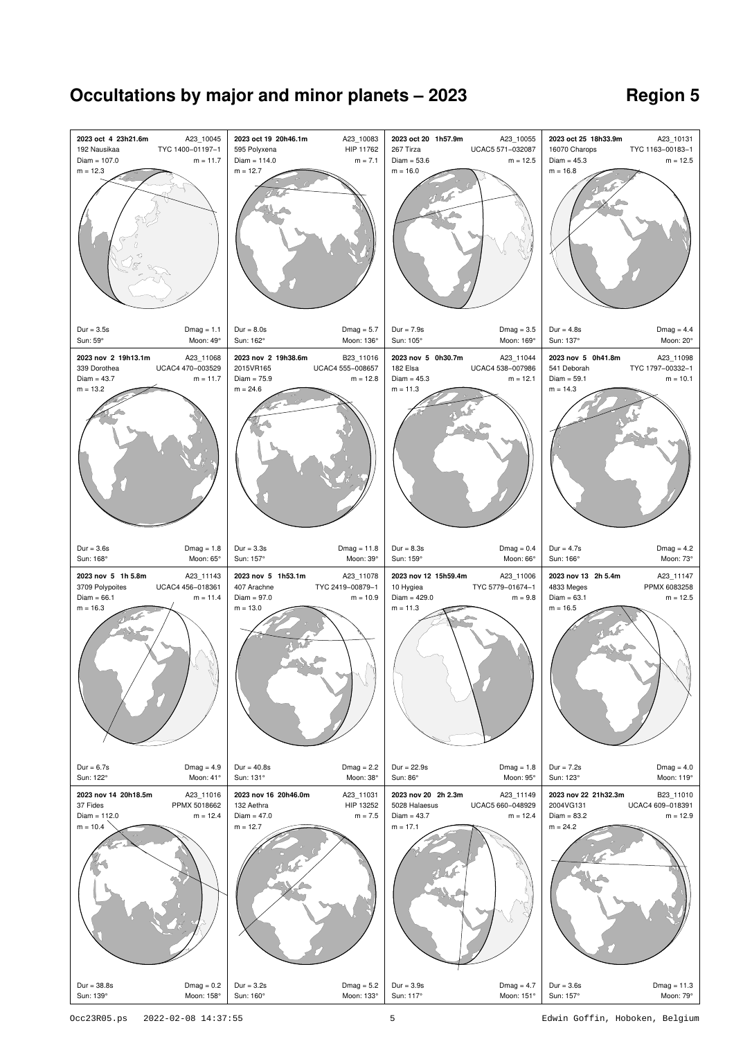# Occultations by major and minor planets – 2023

## Region 5

**2023 oct 4 23h21.6m** A23_10045
192 Nausikaa TYC 1400–01197–1
Diam = 107.0 m = 11.7
m = 12.3
Dur = 3.5s Dmag = 1.1
Sun: 59° Moon: 49°

**2023 oct 19 20h46.1m** A23_10083
595 Polyxena HIP 11762
Diam = 114.0 m = 7.1
m = 12.7
Dur = 8.0s Dmag = 5.7
Sun: 162° Moon: 136°

**2023 oct 20 1h57.9m** A23_10055
267 Tirza UCAC5 571–032087
Diam = 53.6 m = 12.5
m = 16.0
Dur = 7.9s Dmag = 3.5
Sun: 105° Moon: 169°

**2023 oct 25 18h33.9m** A23_10131
16070 Charops TYC 1163–00183–1
Diam = 45.3 m = 12.5
m = 16.8
Dur = 4.8s Dmag = 4.4
Sun: 137° Moon: 20°

**2023 nov 2 19h13.1m** A23_11068
339 Dorothea UCAC4 470–003529
Diam = 43.7 m = 11.7
m = 13.2
Dur = 3.6s Dmag = 1.8
Sun: 168° Moon: 65°

**2023 nov 2 19h38.6m** B23_11016
2015VR165 UCAC4 555–008657
Diam = 75.9 m = 12.8
m = 24.6
Dur = 3.3s Dmag = 11.8
Sun: 157° Moon: 39°

**2023 nov 5 0h30.7m** A23_11044
182 Elsa UCAC4 538–007986
Diam = 45.3 m = 12.1
m = 11.3
Dur = 8.3s Dmag = 0.4
Sun: 159° Moon: 66°

**2023 nov 5 0h41.8m** A23_11098
541 Deborah TYC 1797–00332–1
Diam = 59.1 m = 10.1
m = 14.3
Dur = 4.7s Dmag = 4.2
Sun: 166° Moon: 73°

**2023 nov 5 1h 5.8m** A23_11143
3709 Polypoites UCAC4 456–018361
Diam = 66.1 m = 11.4
m = 16.3
Dur = 6.7s Dmag = 4.9
Sun: 122° Moon: 41°

**2023 nov 5 1h53.1m** A23_11078
407 Arachne TYC 2419–00879–1
Diam = 97.0 m = 10.9
m = 13.0
Dur = 40.8s Dmag = 2.2
Sun: 131° Moon: 38°

**2023 nov 12 15h59.4m** A23_11006
10 Hygiea TYC 5779–01674–1
Diam = 429.0 m = 9.8
m = 11.3
Dur = 22.9s Dmag = 1.8
Sun: 86° Moon: 95°

**2023 nov 13 2h 5.4m** A23_11147
4833 Meges PPMX 6083258
Diam = 63.1 m = 12.5
m = 16.5
Dur = 7.2s Dmag = 4.0
Sun: 123° Moon: 119°

**2023 nov 14 20h18.5m** A23_11016
37 Fides PPMX 5018662
Diam = 112.0 m = 12.4
m = 10.4
Dur = 38.8s Dmag = 0.2
Sun: 139° Moon: 158°

**2023 nov 16 20h46.0m** A23_11031
132 Aethra HIP 13252
Diam = 47.0 m = 7.5
m = 12.7
Dur = 3.2s Dmag = 5.2
Sun: 160° Moon: 133°

**2023 nov 20 2h 2.3m** A23_11149
5028 Halaesus UCAC5 660–048929
Diam = 43.7 m = 12.4
m = 17.1
Dur = 3.9s Dmag = 4.7
Sun: 117° Moon: 151°

**2023 nov 22 21h32.3m** B23_11010
2004VG131 UCAC4 609–018391
Diam = 83.2 m = 12.9
m = 24.2
Dur = 3.6s Dmag = 11.3
Sun: 157° Moon: 79°

Occ23R05.ps 2022-02-08 14:37:55 Edwin Goffin, Hoboken, Belgium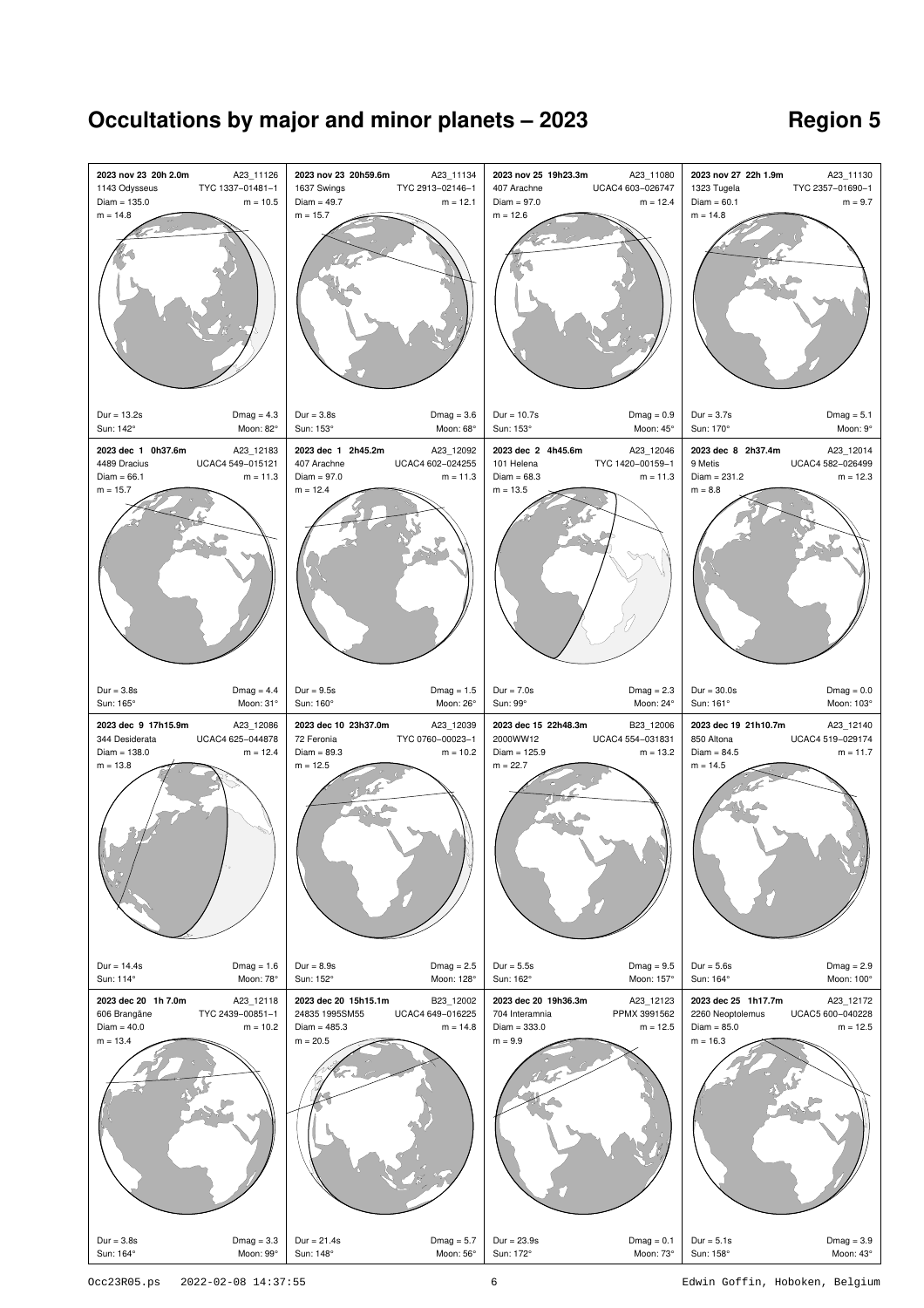# Occultations by major and minor planets – 2023

## Region 5

**2023 nov 23 20h 2.0m** A23_11126
1143 Odysseus TYC 1337–01481–1
Diam = 135.0 m = 10.5
m = 14.8
Dur = 13.2s Dmag = 4.3
Sun: 142° Moon: 82°

**2023 nov 23 20h59.6m** A23_11134
1637 Swings TYC 2913–02146–1
Diam = 49.7 m = 12.1
m = 15.7
Dur = 3.8s Dmag = 3.6
Sun: 153° Moon: 68°

**2023 nov 25 19h23.3m** A23_11080
407 Arachne UCAC4 603–026747
Diam = 97.0 m = 12.4
m = 12.6
Dur = 10.7s Dmag = 0.9
Sun: 153° Moon: 45°

**2023 nov 27 22h 1.9m** A23_11130
1323 Tugela TYC 2357–01690–1
Diam = 60.1 m = 9.7
m = 14.8
Dur = 3.7s Dmag = 5.1
Sun: 170° Moon: 9°

**2023 dec 1 0h37.6m** A23_12183
4489 Dracius UCAC4 549–015121
Diam = 66.1 m = 11.3
m = 15.7
Dur = 3.8s Dmag = 4.4
Sun: 165° Moon: 31°

**2023 dec 1 2h45.2m** A23_12092
407 Arachne UCAC4 602–024255
Diam = 97.0 m = 11.3
m = 12.4
Dur = 9.5s Dmag = 1.5
Sun: 160° Moon: 26°

**2023 dec 2 4h45.6m** A23_12046
101 Helena TYC 1420–00159–1
Diam = 68.3 m = 11.3
m = 13.5
Dur = 7.0s Dmag = 2.3
Sun: 99° Moon: 24°

**2023 dec 8 2h37.4m** A23_12014
9 Metis UCAC4 582–026499
Diam = 231.2 m = 12.3
m = 8.8
Dur = 30.0s Dmag = 0.0
Sun: 161° Moon: 103°

**2023 dec 9 17h15.9m** A23_12086
344 Desiderata UCAC4 625–044878
Diam = 138.0 m = 12.4
m = 13.8
Dur = 14.4s Dmag = 1.6
Sun: 114° Moon: 78°

**2023 dec 10 23h37.0m** A23_12039
72 Feronia TYC 0760–00023–1
Diam = 89.3 m = 10.2
m = 12.5
Dur = 8.9s Dmag = 2.5
Sun: 152° Moon: 128°

**2023 dec 15 22h48.3m** B23_12006
2000WW12 UCAC4 554–031831
Diam = 125.9 m = 13.2
m = 22.7
Dur = 5.5s Dmag = 9.5
Sun: 162° Moon: 157°

**2023 dec 19 21h10.7m** A23_12140
850 Altona UCAC4 519–029174
Diam = 84.5 m = 11.7
m = 14.5
Dur = 5.6s Dmag = 2.9
Sun: 164° Moon: 100°

**2023 dec 20 1h 7.0m** A23_12118
606 Brangäne TYC 2439–00851–1
Diam = 40.0 m = 10.2
m = 13.4
Dur = 3.8s Dmag = 3.3
Sun: 164° Moon: 99°

**2023 dec 20 15h15.1m** B23_12002
24835 1995SM55 UCAC4 649–016225
Diam = 485.3 m = 14.8
m = 20.5
Dur = 21.4s Dmag = 5.7
Sun: 148° Moon: 56°

**2023 dec 20 19h36.3m** A23_12123
704 Interamnia PPMX 3991562
Diam = 333.0 m = 12.5
m = 9.9
Dur = 23.9s Dmag = 0.1
Sun: 172° Moon: 73°

**2023 dec 25 1h17.7m** A23_12172
2260 Neoptolemus UCAC5 600–040228
Diam = 85.0 m = 12.5
m = 16.3
Dur = 5.1s Dmag = 3.9
Sun: 158° Moon: 43°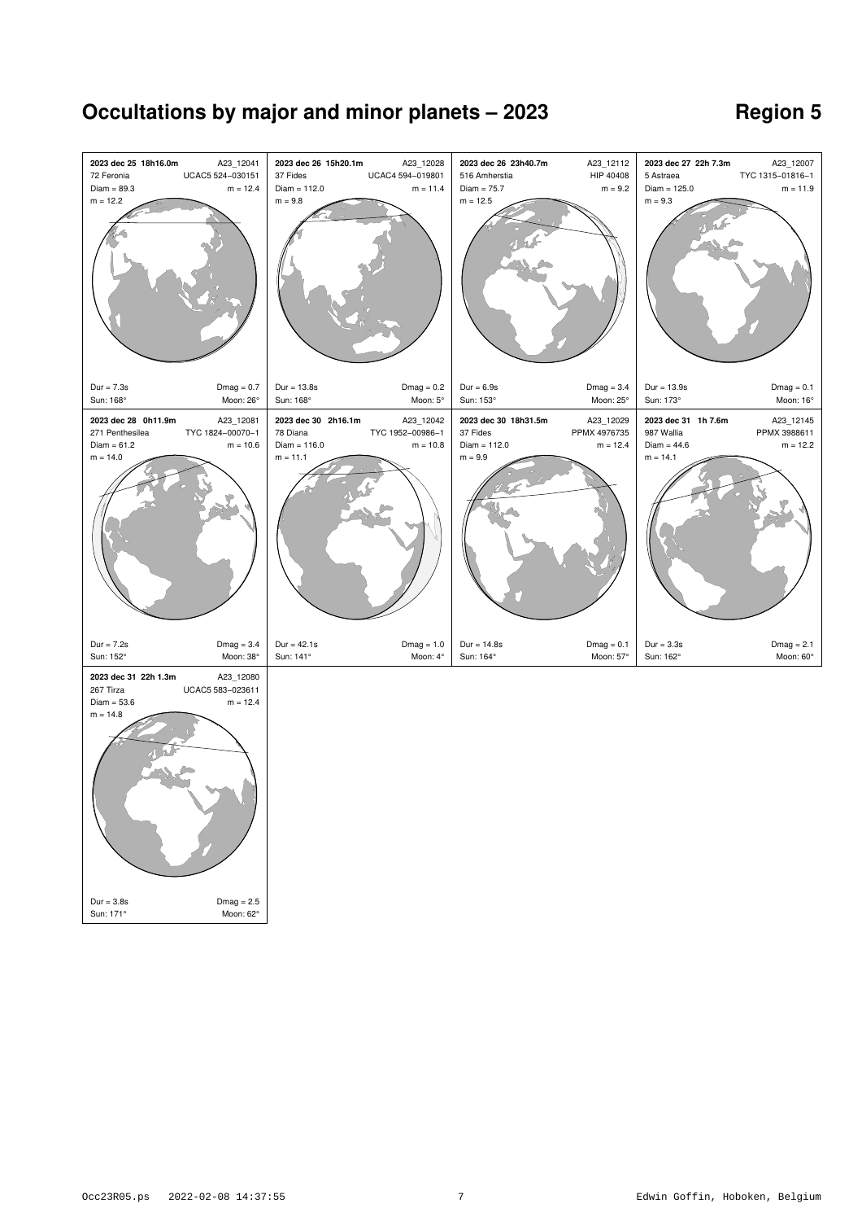# Occultations by major and minor planets – 2023

## Region 5

**2023 dec 25 18h16.0m** A23_12041
72 Feronia UCAC5 524–030151
Diam = 89.3 m = 12.4
m = 12.2

Dur = 7.3s Dmag = 0.7
Sun: 168° Moon: 26°

**2023 dec 26 15h20.1m** A23_12028
37 Fides UCAC4 594–019801
Diam = 112.0 m = 11.4
m = 9.8

Dur = 13.8s Dmag = 0.2
Sun: 168° Moon: 5°

**2023 dec 26 23h40.7m** A23_12112
516 Amherstia HIP 40408
Diam = 75.7 m = 9.2
m = 12.5

Dur = 6.9s Dmag = 3.4
Sun: 153° Moon: 25°

**2023 dec 27 22h 7.3m** A23_12007
5 Astraea TYC 1315–01816–1
Diam = 125.0 m = 11.9
m = 9.3

Dur = 13.9s Dmag = 0.1
Sun: 173° Moon: 16°

**2023 dec 28 0h11.9m** A23_12081
271 Penthesilea TYC 1824–00070–1
Diam = 61.2 m = 10.6
m = 14.0

Dur = 7.2s Dmag = 3.4
Sun: 152° Moon: 38°

**2023 dec 30 2h16.1m** A23_12042
78 Diana TYC 1952–00986–1
Diam = 116.0 m = 10.8
m = 11.1

Dur = 42.1s Dmag = 1.0
Sun: 141° Moon: 4°

**2023 dec 30 18h31.5m** A23_12029
37 Fides PPMX 4976735
Diam = 112.0 m = 12.4
m = 9.9

Dur = 14.8s Dmag = 0.1
Sun: 164° Moon: 57°

**2023 dec 31 1h 7.6m** A23_12145
987 Wallia PPMX 3988611
Diam = 44.6 m = 12.2
m = 14.1

Dur = 3.3s Dmag = 2.1
Sun: 162° Moon: 60°

**2023 dec 31 22h 1.3m** A23_12080
267 Tirza UCAC5 583–023611
Diam = 53.6 m = 12.4
m = 14.8

Dur = 3.8s Dmag = 2.5
Sun: 171° Moon: 62°